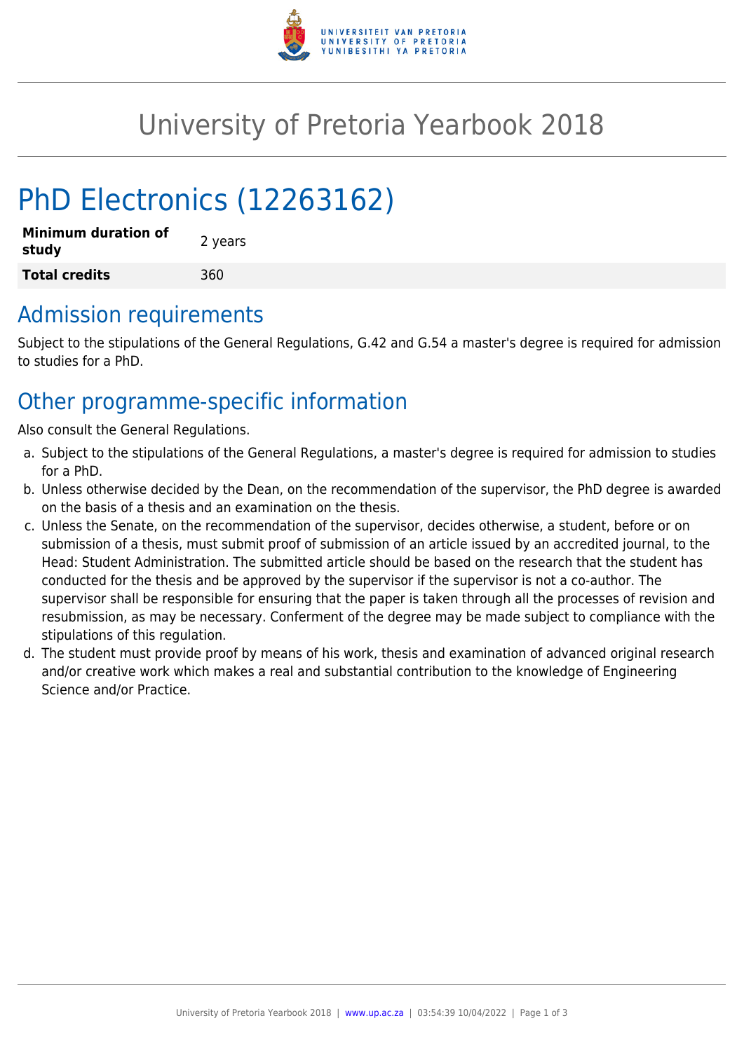# University of Pretoria Yearbook 2018

## PhD Electronics (12263162)

| **Minimum duration of study** | 2 years |
| --- | --- |
| **Total credits** | 360 |

## Admission requirements

Subject to the stipulations of the General Regulations, G.42 and G.54 a master's degree is required for admission to studies for a PhD.

## Other programme-specific information

Also consult the General Regulations.

a. Subject to the stipulations of the General Regulations, a master's degree is required for admission to studies for a PhD.
b. Unless otherwise decided by the Dean, on the recommendation of the supervisor, the PhD degree is awarded on the basis of a thesis and an examination on the thesis.
c. Unless the Senate, on the recommendation of the supervisor, decides otherwise, a student, before or on submission of a thesis, must submit proof of submission of an article issued by an accredited journal, to the Head: Student Administration. The submitted article should be based on the research that the student has conducted for the thesis and be approved by the supervisor if the supervisor is not a co-author. The supervisor shall be responsible for ensuring that the paper is taken through all the processes of revision and resubmission, as may be necessary. Conferment of the degree may be made subject to compliance with the stipulations of this regulation.
d. The student must provide proof by means of his work, thesis and examination of advanced original research and/or creative work which makes a real and substantial contribution to the knowledge of Engineering Science and/or Practice.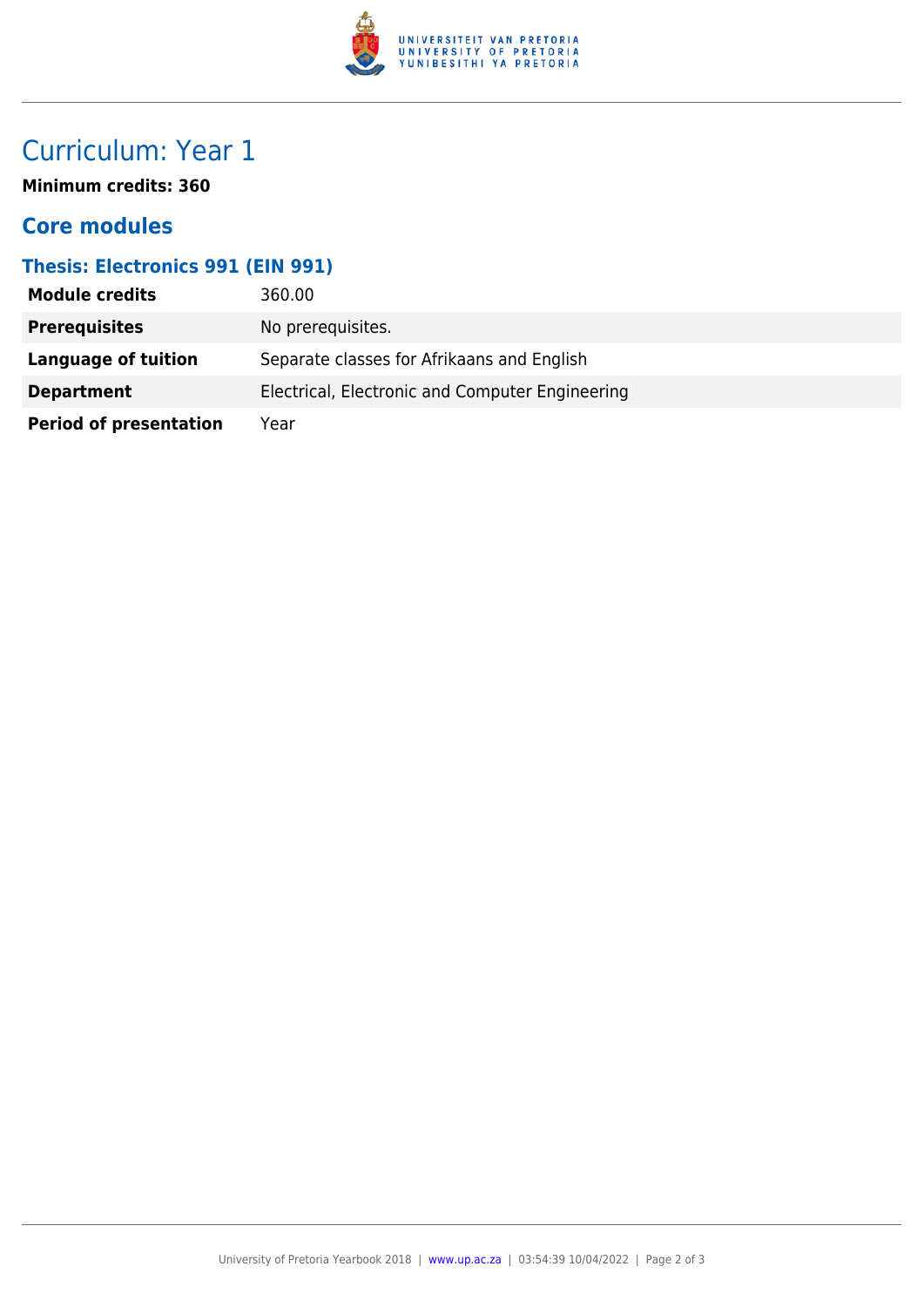# Curriculum: Year 1

**Minimum credits: 360**

## Core modules

### Thesis: Electronics 991 (EIN 991)

| | |
|---|---|
| **Module credits** | 360.00 |
| **Prerequisites** | No prerequisites. |
| **Language of tuition** | Separate classes for Afrikaans and English |
| **Department** | Electrical, Electronic and Computer Engineering |
| **Period of presentation** | Year |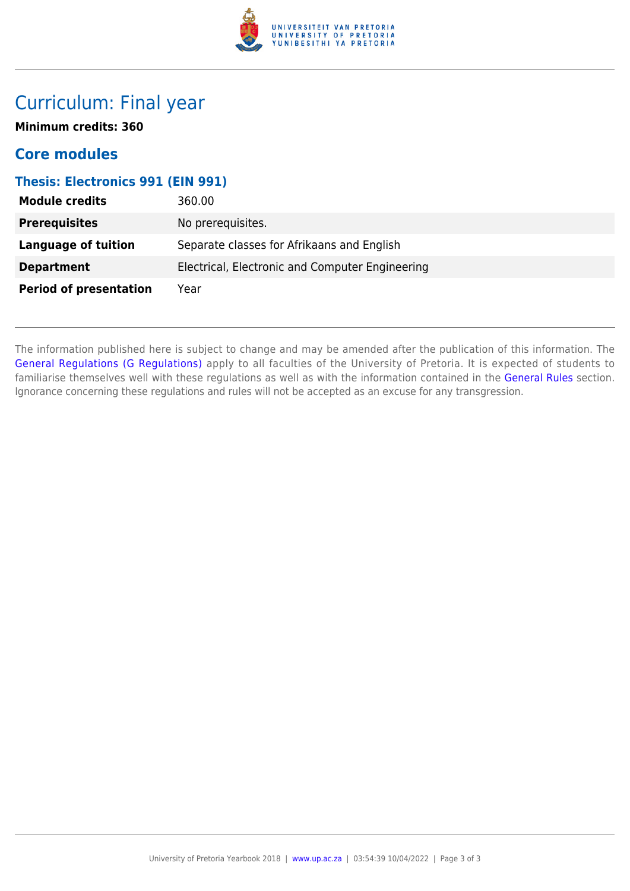# Curriculum: Final year

**Minimum credits: 360**

## Core modules

### Thesis: Electronics 991 (EIN 991)

| | |
|---|---|
| **Module credits** | 360.00 |
| **Prerequisites** | No prerequisites. |
| **Language of tuition** | Separate classes for Afrikaans and English |
| **Department** | Electrical, Electronic and Computer Engineering |
| **Period of presentation** | Year |

The information published here is subject to change and may be amended after the publication of this information. The General Regulations (G Regulations) apply to all faculties of the University of Pretoria. It is expected of students to familiarise themselves well with these regulations as well as with the information contained in the General Rules section. Ignorance concerning these regulations and rules will not be accepted as an excuse for any transgression.